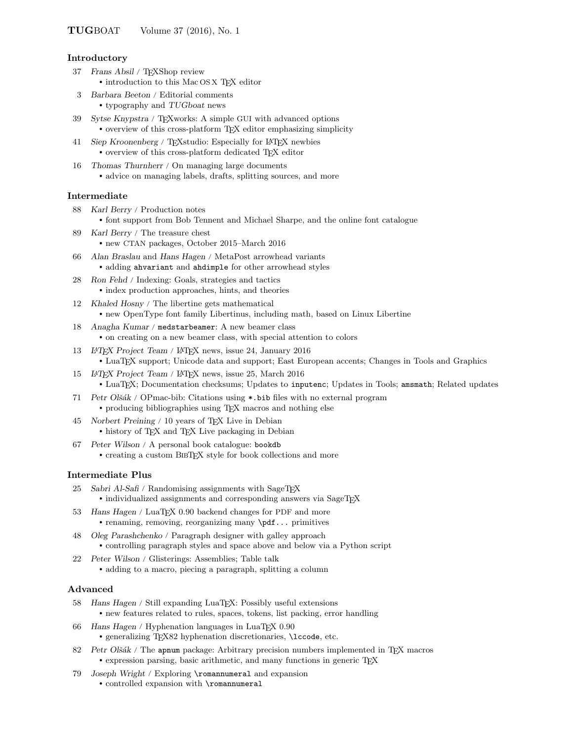## Introductory

- 37 *Frans Absil* / TeXShop review
  - introduction to this Mac OS X TeX editor
- 3 *Barbara Beeton* / Editorial comments
  - typography and *TUGboat* news
- 39 *Sytse Knypstra* / TeXworks: A simple GUI with advanced options
  - overview of this cross-platform TeX editor emphasizing simplicity
- 41 *Siep Kroonenberg* / TeXstudio: Especially for LaTeX newbies
  - overview of this cross-platform dedicated TeX editor
- 16 *Thomas Thurnherr* / On managing large documents
  - advice on managing labels, drafts, splitting sources, and more

## Intermediate

- 88 *Karl Berry* / Production notes
  - font support from Bob Tennent and Michael Sharpe, and the online font catalogue
- 89 *Karl Berry* / The treasure chest
  - new CTAN packages, October 2015–March 2016
- 66 *Alan Braslau* and *Hans Hagen* / MetaPost arrowhead variants
  - adding `ahvariant` and `ahdimple` for other arrowhead styles
- 28 *Ron Fehd* / Indexing: Goals, strategies and tactics
  - index production approaches, hints, and theories
- 12 *Khaled Hosny* / The libertine gets mathematical
  - new OpenType font family Libertinus, including math, based on Linux Libertine
- 18 *Anagha Kumar* / `medstarbeamer`: A new beamer class
  - on creating on a new beamer class, with special attention to colors
- 13 *LaTeX Project Team* / LaTeX news, issue 24, January 2016
  - LuaTeX support; Unicode data and support; East European accents; Changes in Tools and Graphics
- 15 *LaTeX Project Team* / LaTeX news, issue 25, March 2016
  - LuaTeX; Documentation checksums; Updates to `inputenc`; Updates in Tools; `amsmath`; Related updates
- 71 *Petr Olšák* / OPmac-bib: Citations using `*.bib` files with no external program
  - producing bibliographies using TeX macros and nothing else
- 45 *Norbert Preining* / 10 years of TeX Live in Debian
  - history of TeX and TeX Live packaging in Debian
- 67 *Peter Wilson* / A personal book catalogue: `bookdb`
  - creating a custom BibTeX style for book collections and more

## Intermediate Plus

- 25 *Sabri Al-Safi* / Randomising assignments with SageTeX
  - individualized assignments and corresponding answers via SageTeX
- 53 *Hans Hagen* / LuaTeX 0.90 backend changes for PDF and more
  - renaming, removing, reorganizing many `\pdf...` primitives
- 48 *Oleg Parashchenko* / Paragraph designer with galley approach
  - controlling paragraph styles and space above and below via a Python script
- 22 *Peter Wilson* / Glisterings: Assemblies; Table talk
  - adding to a macro, piecing a paragraph, splitting a column

## Advanced

- 58 *Hans Hagen* / Still expanding LuaTeX: Possibly useful extensions
  - new features related to rules, spaces, tokens, list packing, error handling
- 66 *Hans Hagen* / Hyphenation languages in LuaTeX 0.90
  - generalizing TeX82 hyphenation discretionaries, `\lccode`, etc.
- 82 *Petr Olšák* / The `apnum` package: Arbitrary precision numbers implemented in TeX macros
  - expression parsing, basic arithmetic, and many functions in generic TeX
- 79 *Joseph Wright* / Exploring `\romannumeral` and expansion
  - controlled expansion with `\romannumeral`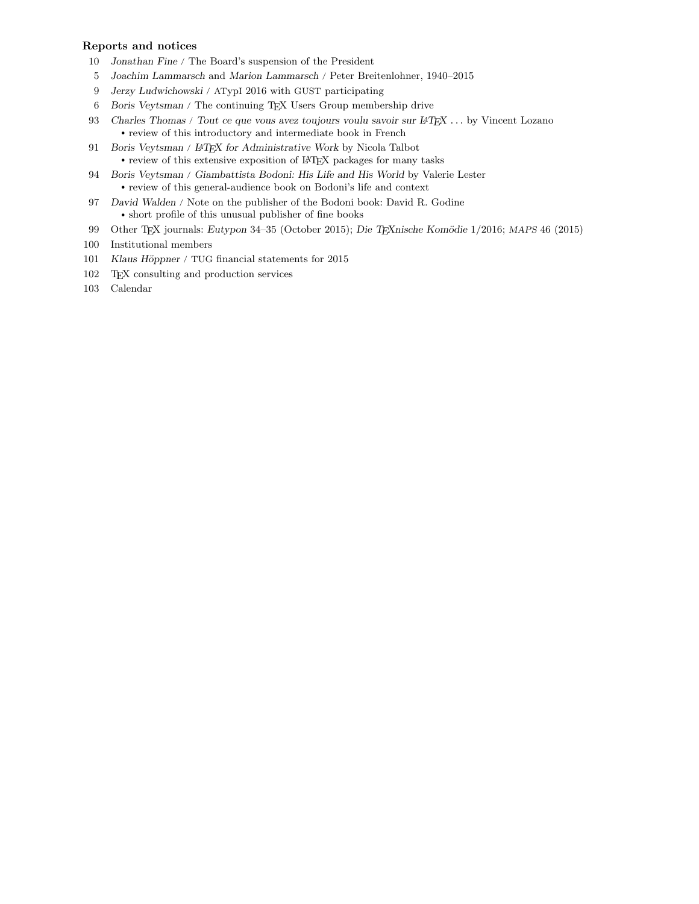**Reports and notices**

10 *Jonathan Fine* / The Board's suspension of the President

5 *Joachim Lammarsch* and *Marion Lammarsch* / Peter Breitenlohner, 1940–2015

9 *Jerzy Ludwichowski* / ATypI 2016 with GUST participating

6 *Boris Veytsman* / The continuing TEX Users Group membership drive

93 *Charles Thomas* / *Tout ce que vous avez toujours voulu savoir sur LATEX ...* by Vincent Lozano
- review of this introductory and intermediate book in French

91 *Boris Veytsman* / *LATEX for Administrative Work* by Nicola Talbot
- review of this extensive exposition of LATEX packages for many tasks

94 *Boris Veytsman* / *Giambattista Bodoni: His Life and His World* by Valerie Lester
- review of this general-audience book on Bodoni's life and context

97 *David Walden* / Note on the publisher of the Bodoni book: David R. Godine
- short profile of this unusual publisher of fine books

99 Other TEX journals: *Eutypon* 34–35 (October 2015); *Die TEXnische Komödie* 1/2016; *MAPS* 46 (2015)

100 Institutional members

101 *Klaus Höppner* / TUG financial statements for 2015

102 TEX consulting and production services

103 Calendar